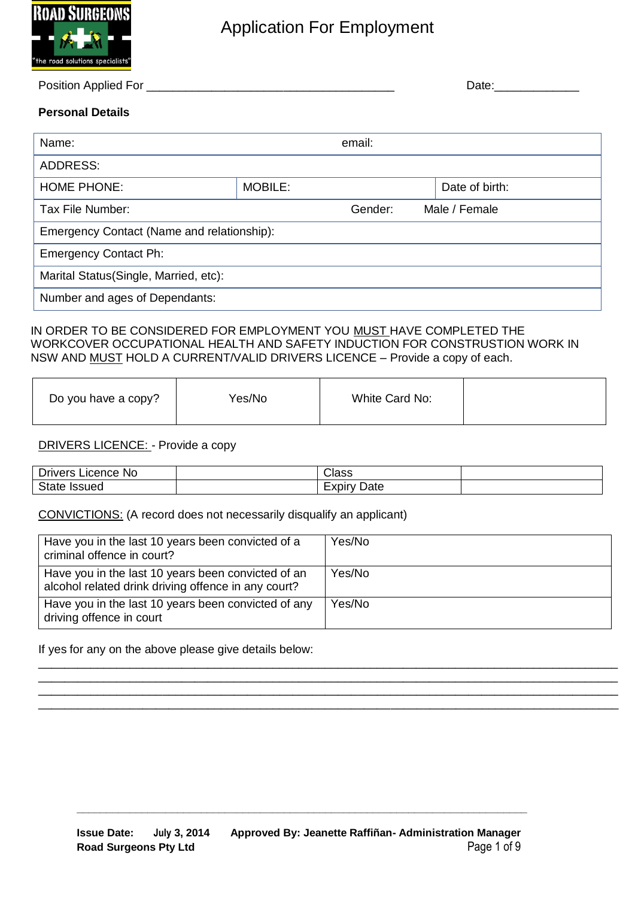# Application For Employment

Position Applied For _____________________________________ Date:____________

**Personal Details**

| Name: | | email: |
|---|---|---|
| ADDRESS: | | |
| HOME PHONE: | MOBILE: | Date of birth: |
| Tax File Number: | | Gender: Male / Female |
| Emergency Contact (Name and relationship): | | |
| Emergency Contact Ph: | | |
| Marital Status(Single, Married, etc): | | |
| Number and ages of Dependants: | | |

IN ORDER TO BE CONSIDERED FOR EMPLOYMENT YOU <u>MUST</u> HAVE COMPLETED THE WORKCOVER OCCUPATIONAL HEALTH AND SAFETY INDUCTION FOR CONSTRUSTION WORK IN NSW AND <u>MUST</u> HOLD A CURRENT/VALID DRIVERS LICENCE – Provide a copy of each.

| Do you have a copy? | Yes/No | White Card No: | |
|---|---|---|---|

<u>DRIVERS LICENCE:</u> - Provide a copy

| Drivers Licence No | | Class | |
|---|---|---|---|
| State Issued | | Expiry Date | |

<u>CONVICTIONS:</u> (A record does not necessarily disqualify an applicant)

| Have you in the last 10 years been convicted of a criminal offence in court? | Yes/No |
|---|---|
| Have you in the last 10 years been convicted of an alcohol related drink driving offence in any court? | Yes/No |
| Have you in the last 10 years been convicted of any driving offence in court | Yes/No |

If yes for any on the above please give details below:

_______________________________________________________________________________

_______________________________________________________________________________

_______________________________________________________________________________

_______________________________________________________________________________

**Issue Date:** July 3, 2014 **Approved By: Jeanette Raffiñan- Administration Manager**
**Road Surgeons Pty Ltd**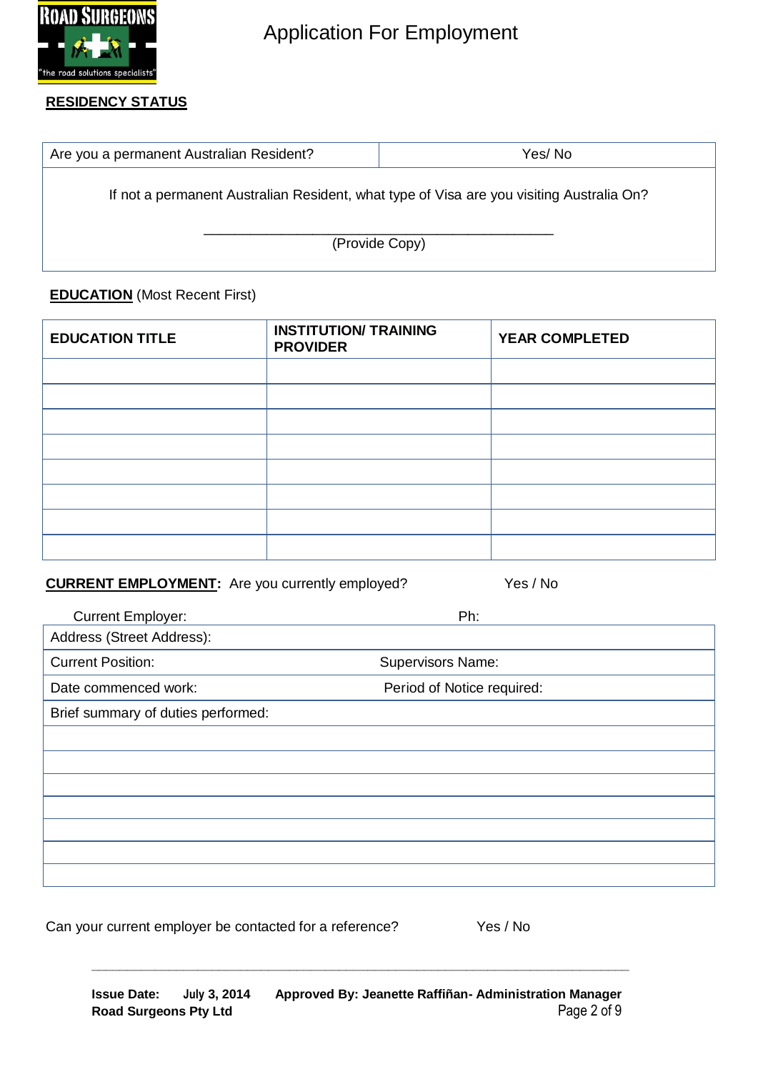# Application For Employment

**RESIDENCY STATUS**

| Are you a permanent Australian Resident? | Yes/ No |
|---|---|
| If not a permanent Australian Resident, what type of Visa are you visiting Australia On?<br><br>_______________________________________________<br>(Provide Copy) | |

**EDUCATION** (Most Recent First)

| EDUCATION TITLE | INSTITUTION/ TRAINING PROVIDER | YEAR COMPLETED |
|---|---|---|
| | | |
| | | |
| | | |
| | | |
| | | |
| | | |
| | | |
| | | |

**CURRENT EMPLOYMENT:** Are you currently employed? Yes / No

| Current Employer: | Ph: |
|---|---|
| Address (Street Address): | |
| Current Position: | Supervisors Name: |
| Date commenced work: | Period of Notice required: |
| Brief summary of duties performed: | |
| | |
| | |
| | |
| | |
| | |
| | |
| | |

Can your current employer be contacted for a reference? Yes / No

**Issue Date:** July 3, 2014 **Approved By: Jeanette Raffiñan- Administration Manager**
**Road Surgeons Pty Ltd**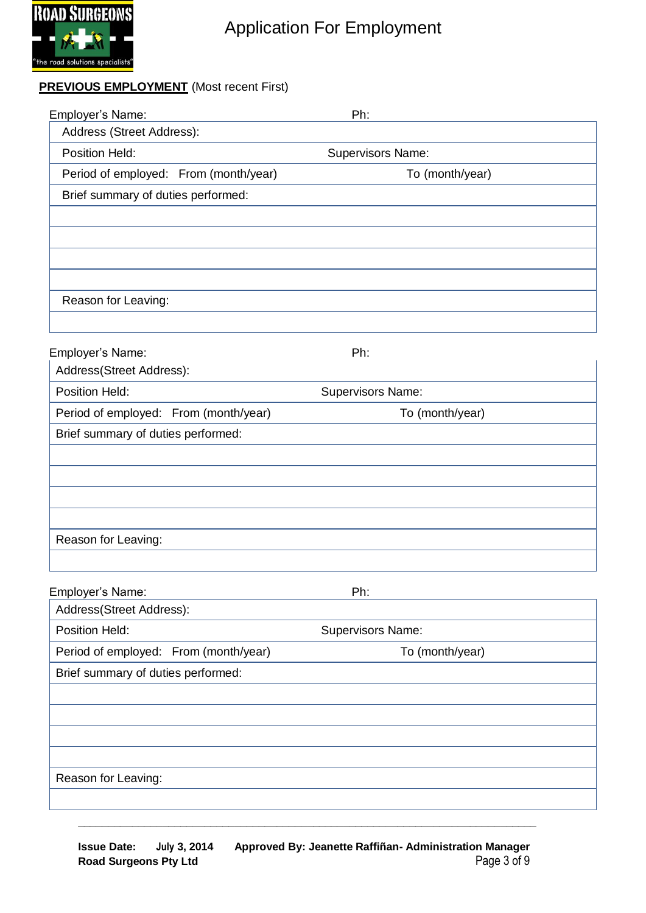**PREVIOUS EMPLOYMENT** (Most recent First)

Employer's Name: Ph:

| Address (Street Address): | |
|---|---|
| Position Held: | Supervisors Name: |
| Period of employed: From (month/year) | To (month/year) |
| Brief summary of duties performed: | |
| | |
| | |
| | |
| | |
| Reason for Leaving: | |
| | |

Employer's Name: Ph:

| Address(Street Address): | |
|---|---|
| Position Held: | Supervisors Name: |
| Period of employed: From (month/year) | To (month/year) |
| Brief summary of duties performed: | |
| | |
| | |
| | |
| | |
| Reason for Leaving: | |
| | |

Employer's Name: Ph:

| Address(Street Address): | |
|---|---|
| Position Held: | Supervisors Name: |
| Period of employed: From (month/year) | To (month/year) |
| Brief summary of duties performed: | |
| | |
| | |
| | |
| | |
| Reason for Leaving: | |
| | |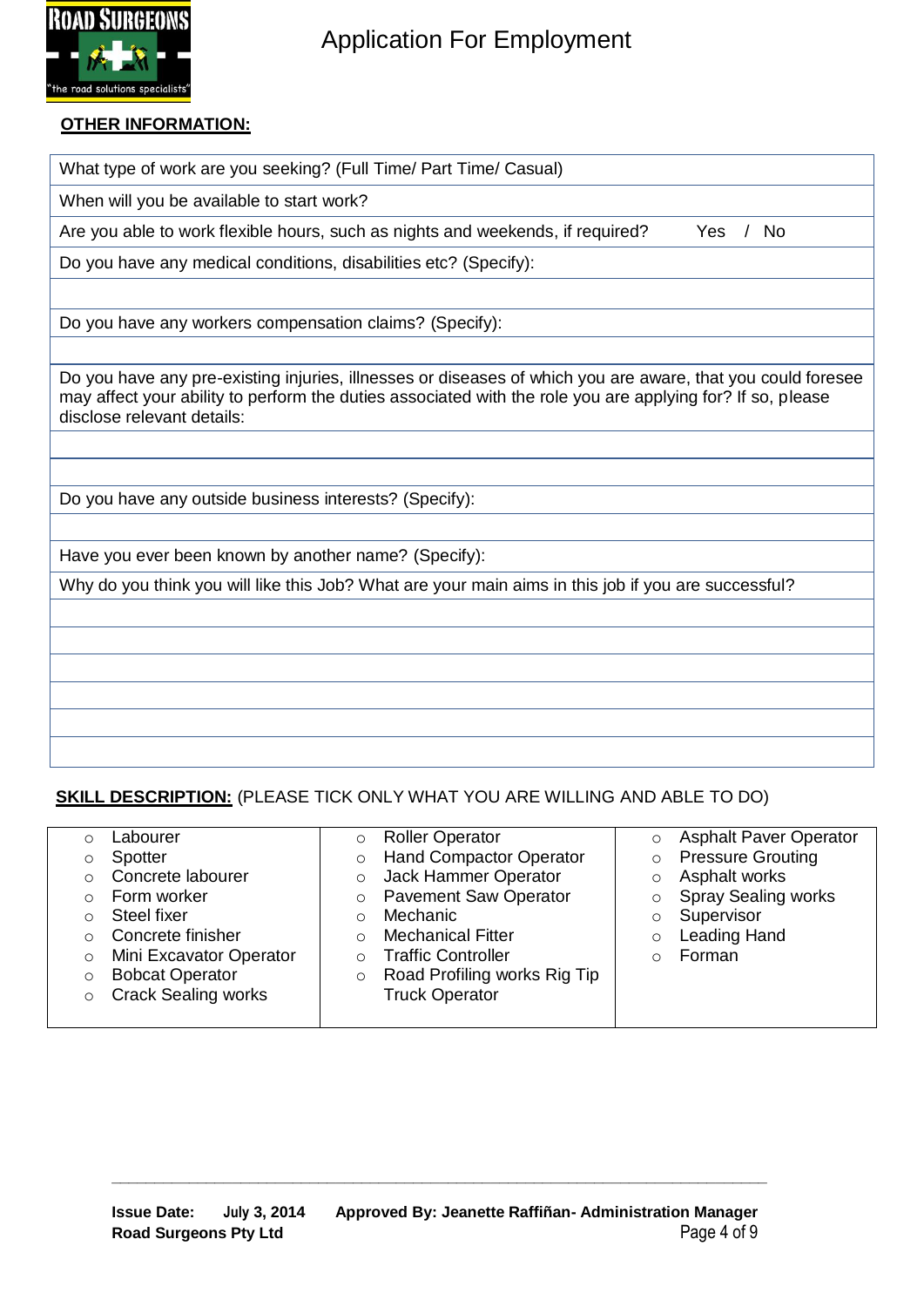# Application For Employment

**OTHER INFORMATION:**

| What type of work are you seeking? (Full Time/ Part Time/ Casual) |
|---|
| When will you be available to start work? |
| Are you able to work flexible hours, such as nights and weekends, if required? Yes / No |
| Do you have any medical conditions, disabilities etc? (Specify): |
| |
| Do you have any workers compensation claims? (Specify): |
| |
| Do you have any pre-existing injuries, illnesses or diseases of which you are aware, that you could foresee may affect your ability to perform the duties associated with the role you are applying for? If so, please disclose relevant details: |
| |
| |
| Do you have any outside business interests? (Specify): |
| |
| Have you ever been known by another name? (Specify): |
| Why do you think you will like this Job? What are your main aims in this job if you are successful? |
| |
| |
| |
| |
| |
| |

**SKILL DESCRIPTION:** (PLEASE TICK ONLY WHAT YOU ARE WILLING AND ABLE TO DO)

| | | |
|---|---|---|
| ○ Labourer<br>○ Spotter<br>○ Concrete labourer<br>○ Form worker<br>○ Steel fixer<br>○ Concrete finisher<br>○ Mini Excavator Operator<br>○ Bobcat Operator<br>○ Crack Sealing works | ○ Roller Operator<br>○ Hand Compactor Operator<br>○ Jack Hammer Operator<br>○ Pavement Saw Operator<br>○ Mechanic<br>○ Mechanical Fitter<br>○ Traffic Controller<br>○ Road Profiling works Rig Tip Truck Operator | ○ Asphalt Paver Operator<br>○ Pressure Grouting<br>○ Asphalt works<br>○ Spray Sealing works<br>○ Supervisor<br>○ Leading Hand<br>○ Forman |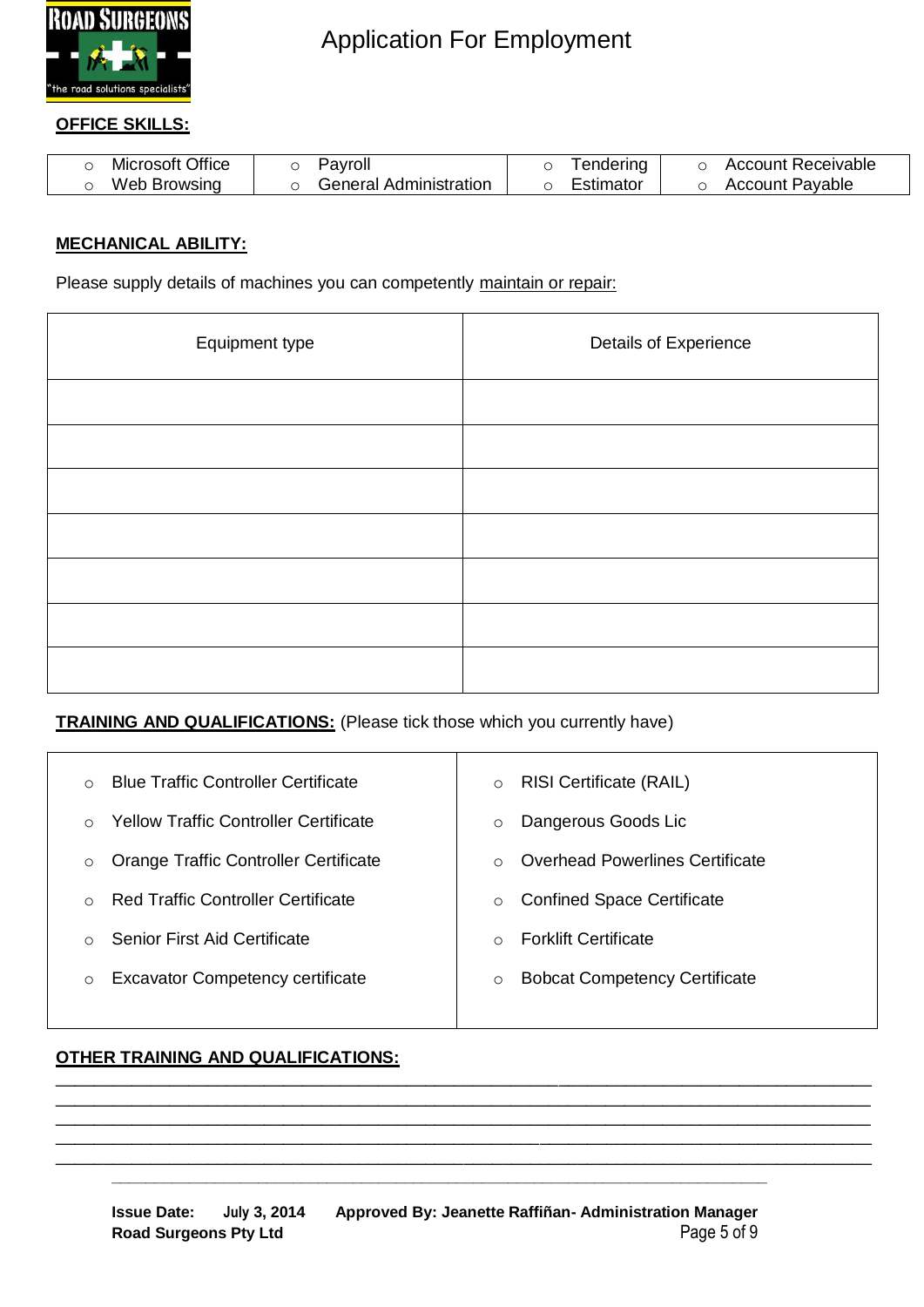**OFFICE SKILLS:**

| | | | |
|---|---|---|---|
| ○ Microsoft Office<br>○ Web Browsing | ○ Payroll<br>○ General Administration | ○ Tendering<br>○ Estimator | ○ Account Receivable<br>○ Account Payable |

**MECHANICAL ABILITY:**

Please supply details of machines you can competently maintain or repair:

| Equipment type | Details of Experience |
|---|---|
| | |
| | |
| | |
| | |
| | |
| | |
| | |

**TRAINING AND QUALIFICATIONS:** (Please tick those which you currently have)

| | |
|---|---|
| ○ Blue Traffic Controller Certificate | ○ RISI Certificate (RAIL) |
| ○ Yellow Traffic Controller Certificate | ○ Dangerous Goods Lic |
| ○ Orange Traffic Controller Certificate | ○ Overhead Powerlines Certificate |
| ○ Red Traffic Controller Certificate | ○ Confined Space Certificate |
| ○ Senior First Aid Certificate | ○ Forklift Certificate |
| ○ Excavator Competency certificate | ○ Bobcat Competency Certificate |

**OTHER TRAINING AND QUALIFICATIONS:**

_______________________________________________________________________________

_______________________________________________________________________________

_______________________________________________________________________________

_______________________________________________________________________________

_______________________________________________________________________________

**Issue Date:** July 3, 2014 **Approved By: Jeanette Raffiñan- Administration Manager**
**Road Surgeons Pty Ltd**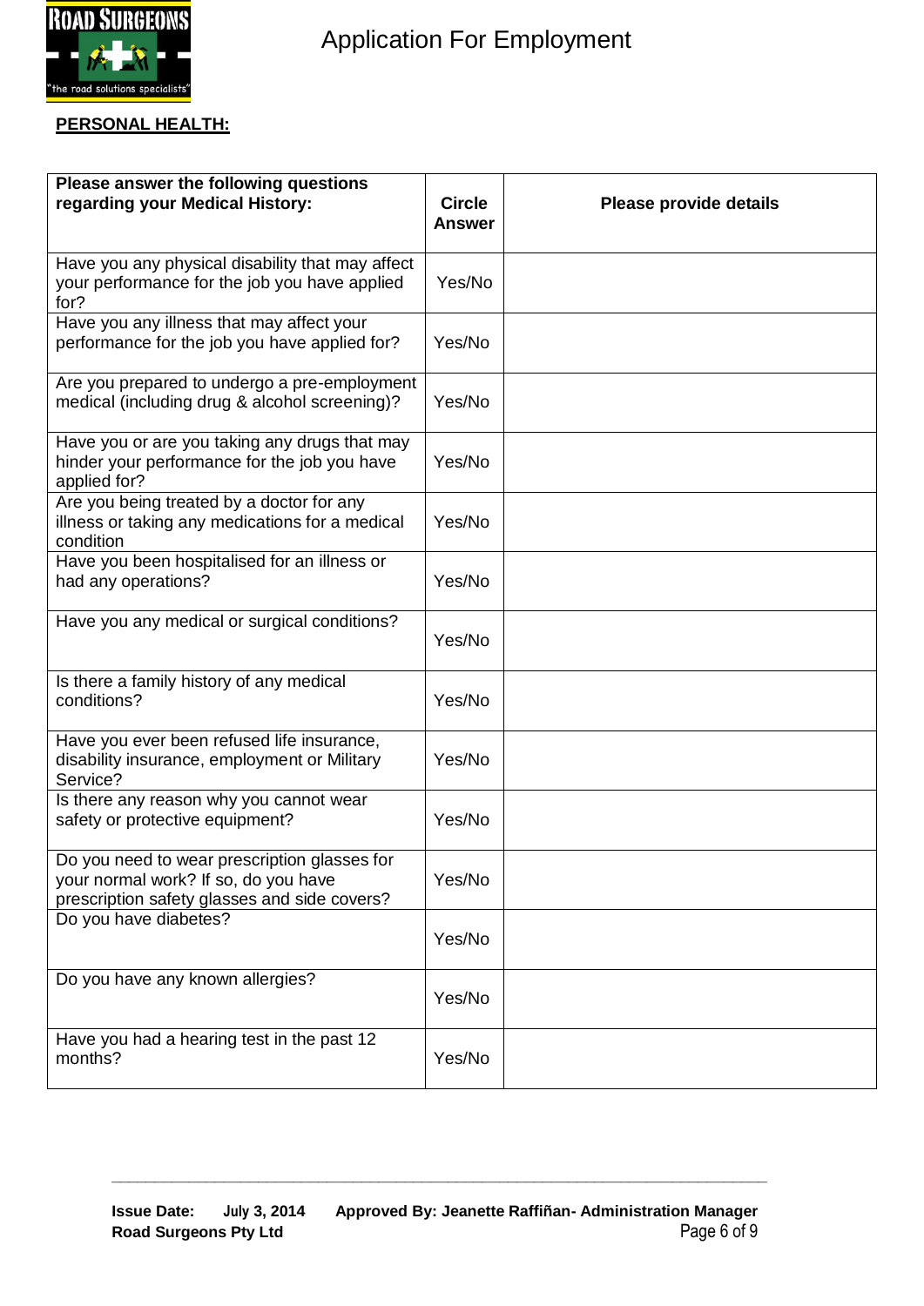# Application For Employment

**PERSONAL HEALTH:**

| Please answer the following questions regarding your Medical History: | Circle Answer | Please provide details |
|---|---|---|
| Have you any physical disability that may affect your performance for the job you have applied for? | Yes/No | |
| Have you any illness that may affect your performance for the job you have applied for? | Yes/No | |
| Are you prepared to undergo a pre-employment medical (including drug & alcohol screening)? | Yes/No | |
| Have you or are you taking any drugs that may hinder your performance for the job you have applied for? | Yes/No | |
| Are you being treated by a doctor for any illness or taking any medications for a medical condition | Yes/No | |
| Have you been hospitalised for an illness or had any operations? | Yes/No | |
| Have you any medical or surgical conditions? | Yes/No | |
| Is there a family history of any medical conditions? | Yes/No | |
| Have you ever been refused life insurance, disability insurance, employment or Military Service? | Yes/No | |
| Is there any reason why you cannot wear safety or protective equipment? | Yes/No | |
| Do you need to wear prescription glasses for your normal work? If so, do you have prescription safety glasses and side covers? | Yes/No | |
| Do you have diabetes? | Yes/No | |
| Do you have any known allergies? | Yes/No | |
| Have you had a hearing test in the past 12 months? | Yes/No | |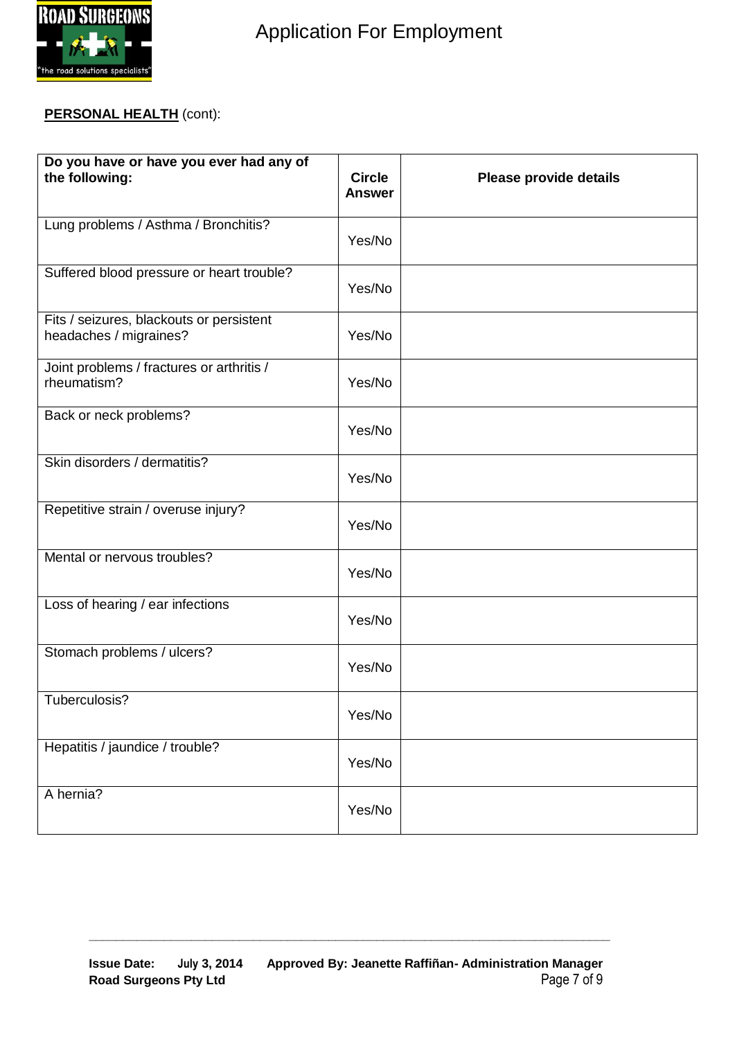**PERSONAL HEALTH** (cont):

| Do you have or have you ever had any of the following: | Circle Answer | Please provide details |
|---|---|---|
| Lung problems / Asthma / Bronchitis? | Yes/No | |
| Suffered blood pressure or heart trouble? | Yes/No | |
| Fits / seizures, blackouts or persistent headaches / migraines? | Yes/No | |
| Joint problems / fractures or arthritis / rheumatism? | Yes/No | |
| Back or neck problems? | Yes/No | |
| Skin disorders / dermatitis? | Yes/No | |
| Repetitive strain / overuse injury? | Yes/No | |
| Mental or nervous troubles? | Yes/No | |
| Loss of hearing / ear infections | Yes/No | |
| Stomach problems / ulcers? | Yes/No | |
| Tuberculosis? | Yes/No | |
| Hepatitis / jaundice / trouble? | Yes/No | |
| A hernia? | Yes/No | |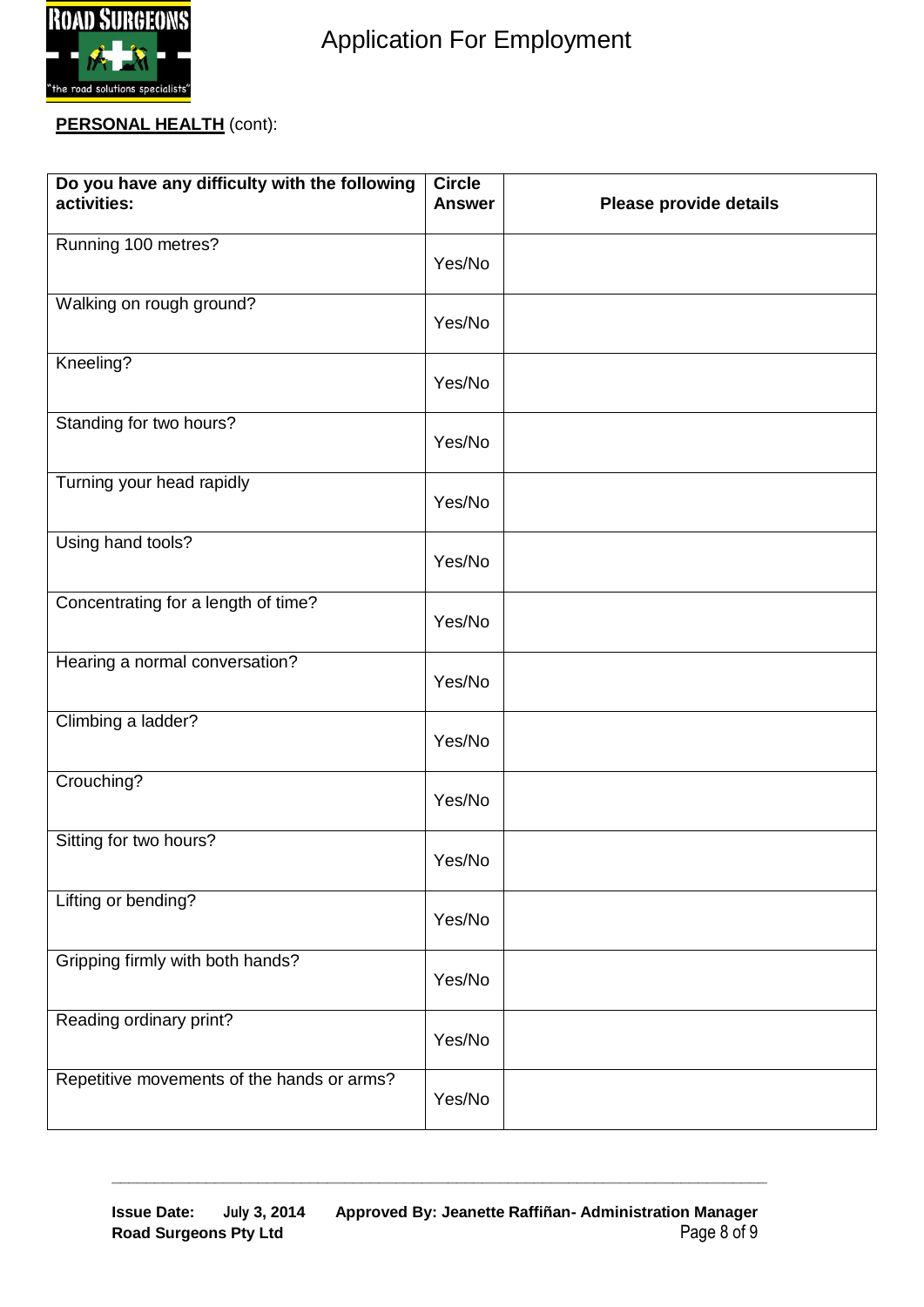**PERSONAL HEALTH** (cont):

| **Do you have any difficulty with the following activities:** | **Circle Answer** | **Please provide details** |
|---|---|---|
| Running 100 metres? | Yes/No | |
| Walking on rough ground? | Yes/No | |
| Kneeling? | Yes/No | |
| Standing for two hours? | Yes/No | |
| Turning your head rapidly | Yes/No | |
| Using hand tools? | Yes/No | |
| Concentrating for a length of time? | Yes/No | |
| Hearing a normal conversation? | Yes/No | |
| Climbing a ladder? | Yes/No | |
| Crouching? | Yes/No | |
| Sitting for two hours? | Yes/No | |
| Lifting or bending? | Yes/No | |
| Gripping firmly with both hands? | Yes/No | |
| Reading ordinary print? | Yes/No | |
| Repetitive movements of the hands or arms? | Yes/No | |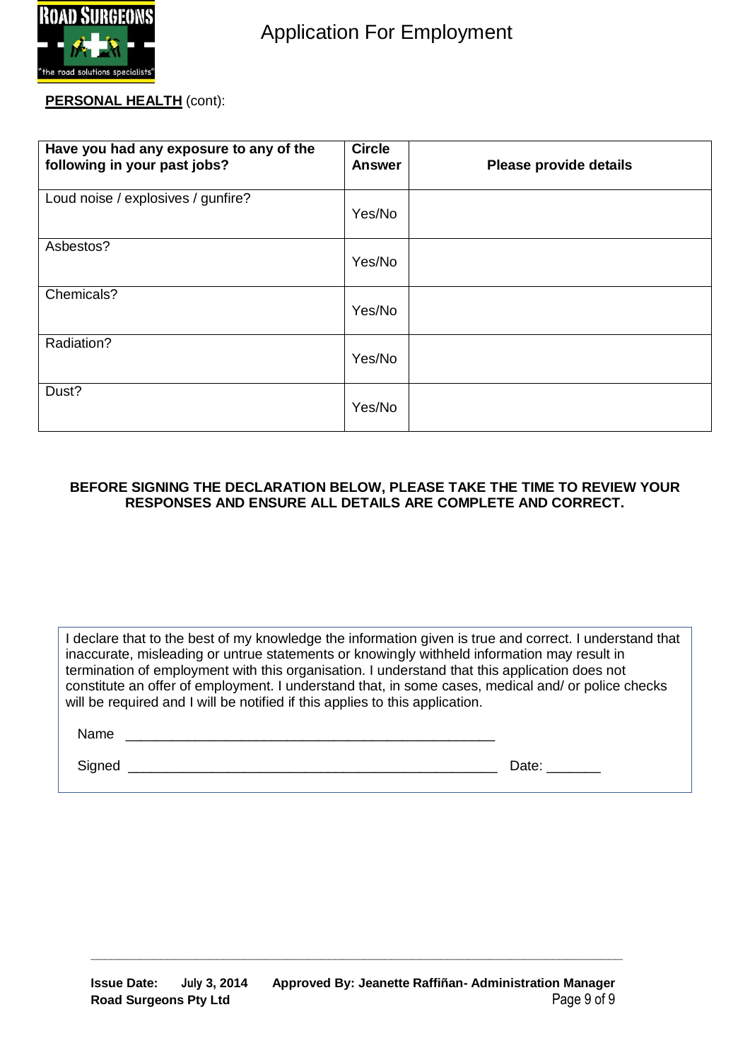**PERSONAL HEALTH** (cont):

| Have you had any exposure to any of the following in your past jobs? | Circle Answer | Please provide details |
|---|---|---|
| Loud noise / explosives / gunfire? | Yes/No | |
| Asbestos? | Yes/No | |
| Chemicals? | Yes/No | |
| Radiation? | Yes/No | |
| Dust? | Yes/No | |

**BEFORE SIGNING THE DECLARATION BELOW, PLEASE TAKE THE TIME TO REVIEW YOUR RESPONSES AND ENSURE ALL DETAILS ARE COMPLETE AND CORRECT.**

I declare that to the best of my knowledge the information given is true and correct. I understand that inaccurate, misleading or untrue statements or knowingly withheld information may result in termination of employment with this organisation. I understand that this application does not constitute an offer of employment. I understand that, in some cases, medical and/ or police checks will be required and I will be notified if this applies to this application.

Name ____________________________________________

Signed ____________________________________________ Date: _______